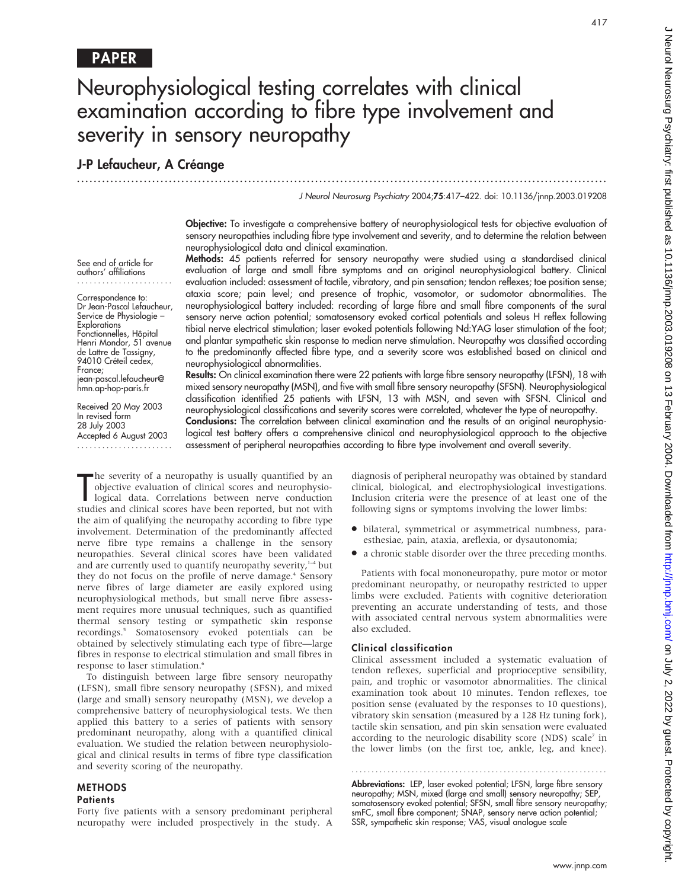PAPER

# Neurophysiological testing correlates with clinical examination according to fibre type involvement and severity in sensory neuropathy

## J-P Lefaucheur, A Créange

See end of article for authors' affiliations

Correspondence to: Dr Jean-Pascal Lefaucheur, Service de Physiologie – Explorations Fonctionnelles, Hôpital Henri Mondor, 51 avenue de Lattre de Tassigny, 94010 Créteil cedex, France; jean-pascal.lefaucheur@hmn.ap-hop-paris.fr

Received 20 May 2003
In revised form 28 July 2003
Accepted 6 August 2003

**Objective:** To investigate a comprehensive battery of neurophysiological tests for objective evaluation of sensory neuropathies including fibre type involvement and severity, and to determine the relation between neurophysiological data and clinical examination.

**Methods:** 45 patients referred for sensory neuropathy were studied using a standardised clinical evaluation of large and small fibre symptoms and an original neurophysiological battery. Clinical evaluation included: assessment of tactile, vibratory, and pin sensation; tendon reflexes; toe position sense; ataxia score; pain level; and presence of trophic, vasomotor, or sudomotor abnormalities. The neurophysiological battery included: recording of large fibre and small fibre components of the sural sensory nerve action potential; somatosensory evoked cortical potentials and soleus H reflex following tibial nerve electrical stimulation; laser evoked potentials following Nd:YAG laser stimulation of the foot; and plantar sympathetic skin response to median nerve stimulation. Neuropathy was classified according to the predominantly affected fibre type, and a severity score was established based on clinical and neurophysiological abnormalities.

**Results:** On clinical examination there were 22 patients with large fibre sensory neuropathy (LFSN), 18 with mixed sensory neuropathy (MSN), and five with small fibre sensory neuropathy (SFSN). Neurophysiological classification identified 25 patients with LFSN, 13 with MSN, and seven with SFSN. Clinical and neurophysiological classifications and severity scores were correlated, whatever the type of neuropathy.

**Conclusions:** The correlation between clinical examination and the results of an original neurophysiological test battery offers a comprehensive clinical and neurophysiological approach to the objective assessment of peripheral neuropathies according to fibre type involvement and overall severity.

The severity of a neuropathy is usually quantified by an objective evaluation of clinical scores and neurophysiological data. Correlations between nerve conduction studies and clinical scores have been reported, but not with the aim of qualifying the neuropathy according to fibre type involvement. Determination of the predominantly affected nerve fibre type remains a challenge in the sensory neuropathies. Several clinical scores have been validated and are currently used to quantify neuropathy severity,[1–4] but they do not focus on the profile of nerve damage.[4] Sensory nerve fibres of large diameter are easily explored using neurophysiological methods, but small nerve fibre assessment requires more unusual techniques, such as quantified thermal sensory testing or sympathetic skin response recordings.[5] Somatosensory evoked potentials can be obtained by selectively stimulating each type of fibre—large fibres in response to electrical stimulation and small fibres in response to laser stimulation.[6]

To distinguish between large fibre sensory neuropathy (LFSN), small fibre sensory neuropathy (SFSN), and mixed (large and small) sensory neuropathy (MSN), we develop a comprehensive battery of neurophysiological tests. We then applied this battery to a series of patients with sensory predominant neuropathy, along with a quantified clinical evaluation. We studied the relation between neurophysiological and clinical results in terms of fibre type classification and severity scoring of the neuropathy.

## METHODS

### Patients

Forty five patients with a sensory predominant peripheral neuropathy were included prospectively in the study. A diagnosis of peripheral neuropathy was obtained by standard clinical, biological, and electrophysiological investigations. Inclusion criteria were the presence of at least one of the following signs or symptoms involving the lower limbs:

- bilateral, symmetrical or asymmetrical numbness, paraesthesiae, pain, ataxia, areflexia, or dysautonomia;
- a chronic stable disorder over the three preceding months.

Patients with focal mononeuropathy, pure motor or motor predominant neuropathy, or neuropathy restricted to upper limbs were excluded. Patients with cognitive deterioration preventing an accurate understanding of tests, and those with associated central nervous system abnormalities were also excluded.

### Clinical classification

Clinical assessment included a systematic evaluation of tendon reflexes, superficial and proprioceptive sensibility, pain, and trophic or vasomotor abnormalities. The clinical examination took about 10 minutes. Tendon reflexes, toe position sense (evaluated by the responses to 10 questions), vibratory skin sensation (measured by a 128 Hz tuning fork), tactile skin sensation, and pin skin sensation were evaluated according to the neurologic disability score (NDS) scale[7] in the lower limbs (on the first toe, ankle, leg, and knee).

**Abbreviations:** LEP, laser evoked potential; LFSN, large fibre sensory neuropathy; MSN, mixed (large and small) sensory neuropathy; SEP, somatosensory evoked potential; SFSN, small fibre sensory neuropathy; smFC, small fibre component; SNAP, sensory nerve action potential; SSR, sympathetic skin response; VAS, visual analogue scale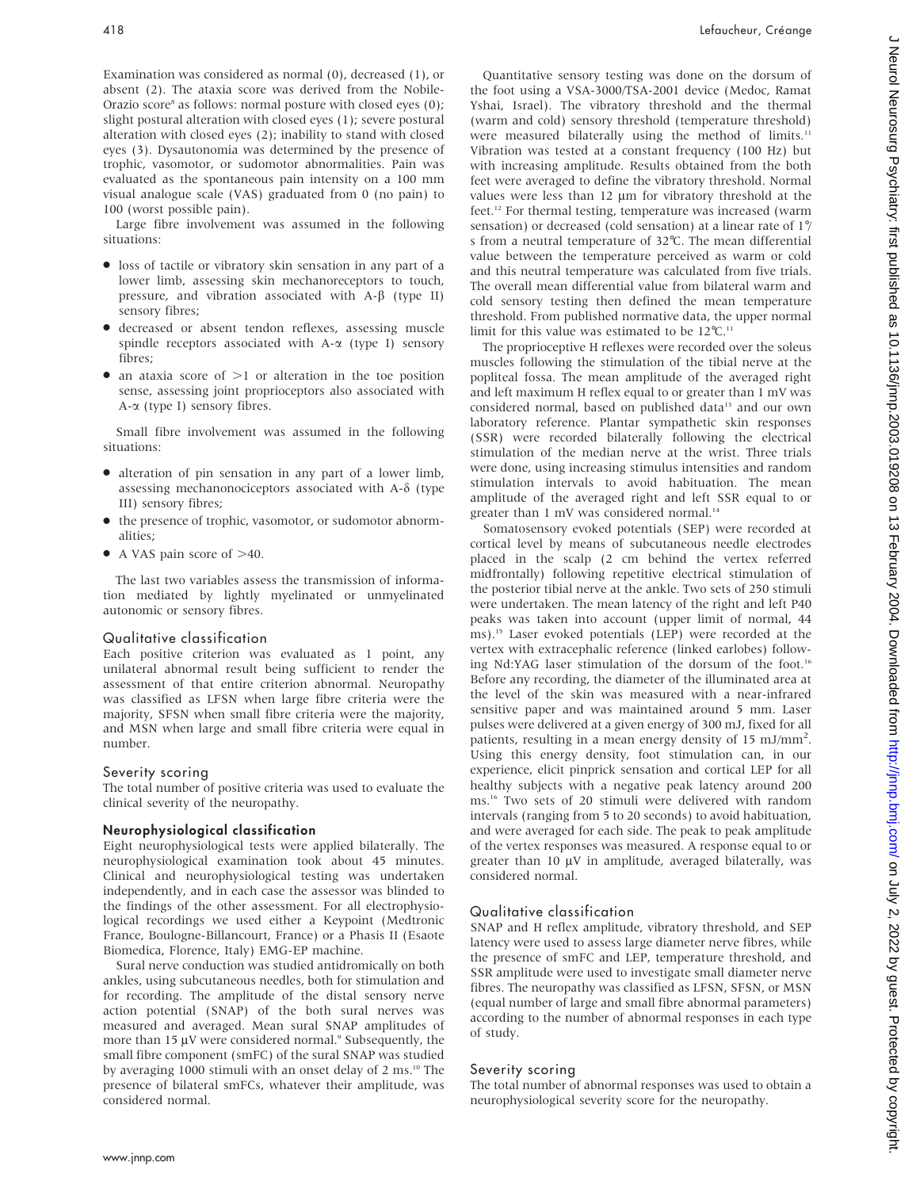Examination was considered as normal (0), decreased (1), or absent (2). The ataxia score was derived from the Nobile-Orazio score[8] as follows: normal posture with closed eyes (0); slight postural alteration with closed eyes (1); severe postural alteration with closed eyes (2); inability to stand with closed eyes (3). Dysautonomia was determined by the presence of trophic, vasomotor, or sudomotor abnormalities. Pain was evaluated as the spontaneous pain intensity on a 100 mm visual analogue scale (VAS) graduated from 0 (no pain) to 100 (worst possible pain).

Large fibre involvement was assumed in the following situations:

- loss of tactile or vibratory skin sensation in any part of a lower limb, assessing skin mechanoreceptors to touch, pressure, and vibration associated with A-β (type II) sensory fibres;
- decreased or absent tendon reflexes, assessing muscle spindle receptors associated with A-α (type I) sensory fibres;
- an ataxia score of >1 or alteration in the toe position sense, assessing joint proprioceptors also associated with A-α (type I) sensory fibres.

Small fibre involvement was assumed in the following situations:

- alteration of pin sensation in any part of a lower limb, assessing mechanonociceptors associated with A-δ (type III) sensory fibres;
- the presence of trophic, vasomotor, or sudomotor abnormalities;
- A VAS pain score of >40.

The last two variables assess the transmission of information mediated by lightly myelinated or unmyelinated autonomic or sensory fibres.

### Qualitative classification

Each positive criterion was evaluated as 1 point, any unilateral abnormal result being sufficient to render the assessment of that entire criterion abnormal. Neuropathy was classified as LFSN when large fibre criteria were the majority, SFSN when small fibre criteria were the majority, and MSN when large and small fibre criteria were equal in number.

### Severity scoring

The total number of positive criteria was used to evaluate the clinical severity of the neuropathy.

## Neurophysiological classification

Eight neurophysiological tests were applied bilaterally. The neurophysiological examination took about 45 minutes. Clinical and neurophysiological testing was undertaken independently, and in each case the assessor was blinded to the findings of the other assessment. For all electrophysiological recordings we used either a Keypoint (Medtronic France, Boulogne-Billancourt, France) or a Phasis II (Esaote Biomedica, Florence, Italy) EMG-EP machine.

Sural nerve conduction was studied antidromically on both ankles, using subcutaneous needles, both for stimulation and for recording. The amplitude of the distal sensory nerve action potential (SNAP) of the both sural nerves was measured and averaged. Mean sural SNAP amplitudes of more than 15 μV were considered normal.[9] Subsequently, the small fibre component (smFC) of the sural SNAP was studied by averaging 1000 stimuli with an onset delay of 2 ms.[10] The presence of bilateral smFCs, whatever their amplitude, was considered normal.

Quantitative sensory testing was done on the dorsum of the foot using a VSA-3000/TSA-2001 device (Medoc, Ramat Yshai, Israel). The vibratory threshold and the thermal (warm and cold) sensory threshold (temperature threshold) were measured bilaterally using the method of limits.[11] Vibration was tested at a constant frequency (100 Hz) but with increasing amplitude. Results obtained from the both feet were averaged to define the vibratory threshold. Normal values were less than 12 μm for vibratory threshold at the feet.[12] For thermal testing, temperature was increased (warm sensation) or decreased (cold sensation) at a linear rate of 1°/s from a neutral temperature of 32°C. The mean differential value between the temperature perceived as warm or cold and this neutral temperature was calculated from five trials. The overall mean differential value from bilateral warm and cold sensory testing then defined the mean temperature threshold. From published normative data, the upper normal limit for this value was estimated to be 12°C.[11]

The proprioceptive H reflexes were recorded over the soleus muscles following the stimulation of the tibial nerve at the popliteal fossa. The mean amplitude of the averaged right and left maximum H reflex equal to or greater than 1 mV was considered normal, based on published data[13] and our own laboratory reference. Plantar sympathetic skin responses (SSR) were recorded bilaterally following the electrical stimulation of the median nerve at the wrist. Three trials were done, using increasing stimulus intensities and random stimulation intervals to avoid habituation. The mean amplitude of the averaged right and left SSR equal to or greater than 1 mV was considered normal.[14]

Somatosensory evoked potentials (SEP) were recorded at cortical level by means of subcutaneous needle electrodes placed in the scalp (2 cm behind the vertex referred midfrontally) following repetitive electrical stimulation of the posterior tibial nerve at the ankle. Two sets of 250 stimuli were undertaken. The mean latency of the right and left P40 peaks was taken into account (upper limit of normal, 44 ms).[15] Laser evoked potentials (LEP) were recorded at the vertex with extracephalic reference (linked earlobes) following Nd:YAG laser stimulation of the dorsum of the foot.[16] Before any recording, the diameter of the illuminated area at the level of the skin was measured with a near-infrared sensitive paper and was maintained around 5 mm. Laser pulses were delivered at a given energy of 300 mJ, fixed for all patients, resulting in a mean energy density of 15 $mJ/mm^2$. Using this energy density, foot stimulation can, in our experience, elicit pinprick sensation and cortical LEP for all healthy subjects with a negative peak latency around 200 ms.[16] Two sets of 20 stimuli were delivered with random intervals (ranging from 5 to 20 seconds) to avoid habituation, and were averaged for each side. The peak to peak amplitude of the vertex responses was measured. A response equal to or greater than 10 μV in amplitude, averaged bilaterally, was considered normal.

### Qualitative classification

SNAP and H reflex amplitude, vibratory threshold, and SEP latency were used to assess large diameter nerve fibres, while the presence of smFC and LEP, temperature threshold, and SSR amplitude were used to investigate small diameter nerve fibres. The neuropathy was classified as LFSN, SFSN, or MSN (equal number of large and small fibre abnormal parameters) according to the number of abnormal responses in each type of study.

### Severity scoring

The total number of abnormal responses was used to obtain a neurophysiological severity score for the neuropathy.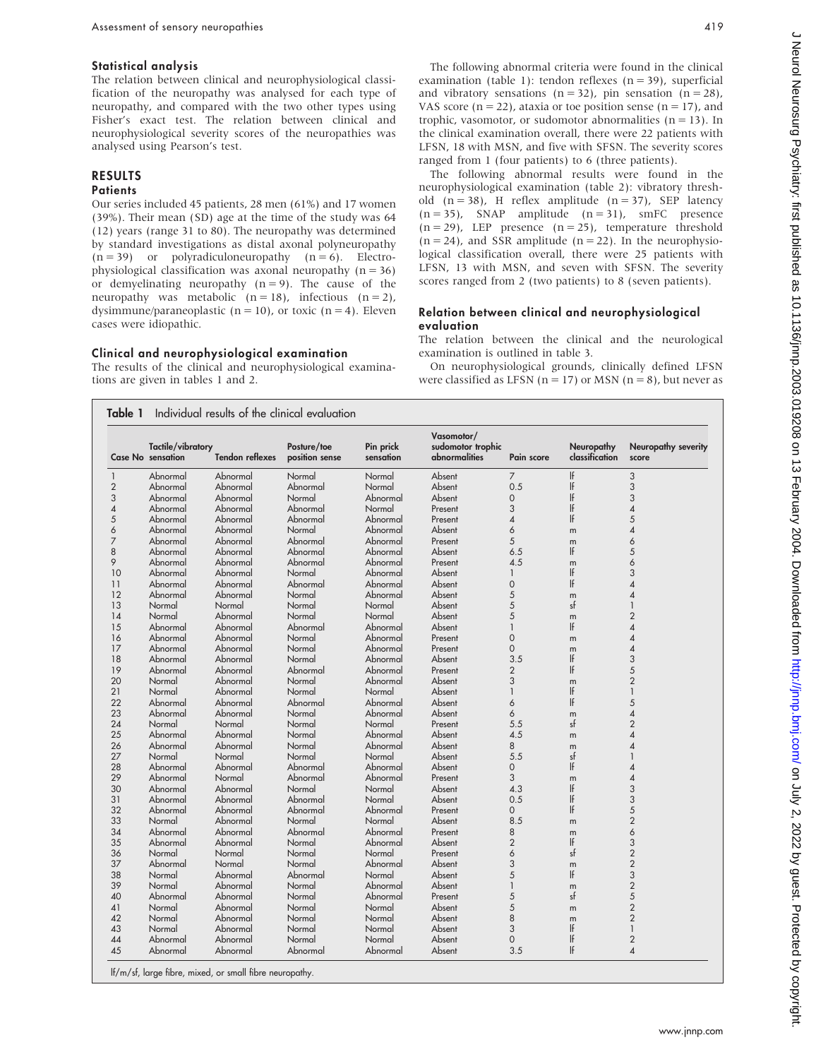## Statistical analysis

The relation between clinical and neurophysiological classification of the neuropathy was analysed for each type of neuropathy, and compared with the two other types using Fisher's exact test. The relation between clinical and neurophysiological severity scores of the neuropathies was analysed using Pearson's test.

# RESULTS

## Patients

Our series included 45 patients, 28 men (61%) and 17 women (39%). Their mean (SD) age at the time of the study was 64 (12) years (range 31 to 80). The neuropathy was determined by standard investigations as distal axonal polyneuropathy (n = 39) or polyradiculoneuropathy (n = 6). Electrophysiological classification was axonal neuropathy (n = 36) or demyelinating neuropathy (n = 9). The cause of the neuropathy was metabolic (n = 18), infectious (n = 2), dysimmune/paraneoplastic (n = 10), or toxic (n = 4). Eleven cases were idiopathic.

## Clinical and neurophysiological examination

The results of the clinical and neurophysiological examinations are given in tables 1 and 2.

The following abnormal criteria were found in the clinical examination (table 1): tendon reflexes (n = 39), superficial and vibratory sensations (n = 32), pin sensation (n = 28), VAS score (n = 22), ataxia or toe position sense (n = 17), and trophic, vasomotor, or sudomotor abnormalities (n = 13). In the clinical examination overall, there were 22 patients with LFSN, 18 with MSN, and five with SFSN. The severity scores ranged from 1 (four patients) to 6 (three patients).

The following abnormal results were found in the neurophysiological examination (table 2): vibratory threshold (n = 38), H reflex amplitude (n = 37), SEP latency (n = 35), SNAP amplitude (n = 31), smFC presence (n = 29), LEP presence (n = 25), temperature threshold (n = 24), and SSR amplitude (n = 22). In the neurophysiological classification overall, there were 25 patients with LFSN, 13 with MSN, and seven with SFSN. The severity scores ranged from 2 (two patients) to 8 (seven patients).

## Relation between clinical and neurophysiological evaluation

The relation between the clinical and the neurological examination is outlined in table 3.

On neurophysiological grounds, clinically defined LFSN were classified as LFSN (n = 17) or MSN (n = 8), but never as

**Table 1** Individual results of the clinical evaluation

| Case No | Tactile/vibratory sensation | Tendon reflexes | Posture/toe position sense | Pin prick sensation | Vasomotor/ sudomotor trophic abnormalities | Pain score | Neuropathy classification | Neuropathy severity score |
|---|---|---|---|---|---|---|---|---|
| 1 | Abnormal | Abnormal | Normal | Normal | Absent | 7 | lf | 3 |
| 2 | Abnormal | Abnormal | Abnormal | Normal | Absent | 0.5 | lf | 3 |
| 3 | Abnormal | Abnormal | Normal | Abnormal | Absent | 0 | lf | 3 |
| 4 | Abnormal | Abnormal | Abnormal | Normal | Present | 3 | lf | 4 |
| 5 | Abnormal | Abnormal | Abnormal | Abnormal | Present | 4 | lf | 5 |
| 6 | Abnormal | Abnormal | Normal | Abnormal | Absent | 6 | m | 4 |
| 7 | Abnormal | Abnormal | Abnormal | Abnormal | Present | 5 | m | 6 |
| 8 | Abnormal | Abnormal | Abnormal | Abnormal | Absent | 6.5 | lf | 5 |
| 9 | Abnormal | Abnormal | Abnormal | Abnormal | Present | 4.5 | m | 6 |
| 10 | Abnormal | Abnormal | Normal | Abnormal | Absent | 1 | lf | 3 |
| 11 | Abnormal | Abnormal | Abnormal | Abnormal | Absent | 0 | lf | 4 |
| 12 | Abnormal | Abnormal | Normal | Abnormal | Absent | 5 | m | 4 |
| 13 | Normal | Normal | Normal | Normal | Absent | 5 | sf | 1 |
| 14 | Normal | Abnormal | Normal | Normal | Absent | 5 | m | 2 |
| 15 | Abnormal | Abnormal | Abnormal | Abnormal | Absent | 1 | lf | 4 |
| 16 | Abnormal | Abnormal | Normal | Abnormal | Present | 0 | m | 4 |
| 17 | Abnormal | Abnormal | Normal | Abnormal | Present | 0 | m | 4 |
| 18 | Abnormal | Abnormal | Normal | Abnormal | Absent | 3.5 | lf | 3 |
| 19 | Abnormal | Abnormal | Abnormal | Abnormal | Present | 2 | lf | 5 |
| 20 | Normal | Abnormal | Normal | Abnormal | Absent | 3 | m | 2 |
| 21 | Normal | Abnormal | Normal | Normal | Absent | 1 | lf | 1 |
| 22 | Abnormal | Abnormal | Abnormal | Abnormal | Absent | 6 | lf | 5 |
| 23 | Abnormal | Abnormal | Normal | Abnormal | Absent | 6 | m | 4 |
| 24 | Normal | Normal | Normal | Normal | Present | 5.5 | sf | 2 |
| 25 | Abnormal | Abnormal | Normal | Abnormal | Absent | 4.5 | m | 4 |
| 26 | Abnormal | Abnormal | Normal | Abnormal | Absent | 8 | m | 4 |
| 27 | Normal | Normal | Normal | Normal | Absent | 5.5 | sf | 1 |
| 28 | Abnormal | Abnormal | Abnormal | Abnormal | Absent | 0 | lf | 4 |
| 29 | Abnormal | Normal | Abnormal | Abnormal | Present | 3 | m | 4 |
| 30 | Abnormal | Abnormal | Normal | Normal | Absent | 4.3 | lf | 3 |
| 31 | Abnormal | Abnormal | Abnormal | Normal | Absent | 0.5 | lf | 3 |
| 32 | Abnormal | Abnormal | Abnormal | Abnormal | Present | 0 | lf | 5 |
| 33 | Normal | Abnormal | Normal | Normal | Absent | 8.5 | m | 2 |
| 34 | Abnormal | Abnormal | Abnormal | Abnormal | Present | 8 | m | 6 |
| 35 | Abnormal | Abnormal | Normal | Abnormal | Absent | 2 | lf | 3 |
| 36 | Normal | Normal | Normal | Normal | Present | 6 | sf | 2 |
| 37 | Abnormal | Normal | Normal | Abnormal | Absent | 3 | m | 2 |
| 38 | Normal | Abnormal | Abnormal | Normal | Absent | 5 | lf | 3 |
| 39 | Normal | Abnormal | Normal | Abnormal | Absent | 1 | m | 2 |
| 40 | Abnormal | Abnormal | Normal | Abnormal | Present | 5 | sf | 5 |
| 41 | Normal | Abnormal | Normal | Normal | Absent | 5 | m | 2 |
| 42 | Normal | Abnormal | Normal | Normal | Absent | 8 | m | 2 |
| 43 | Normal | Abnormal | Normal | Normal | Absent | 3 | lf | 1 |
| 44 | Abnormal | Abnormal | Normal | Normal | Absent | 0 | lf | 2 |
| 45 | Abnormal | Abnormal | Abnormal | Abnormal | Absent | 3.5 | lf | 4 |

lf/m/sf, large fibre, mixed, or small fibre neuropathy.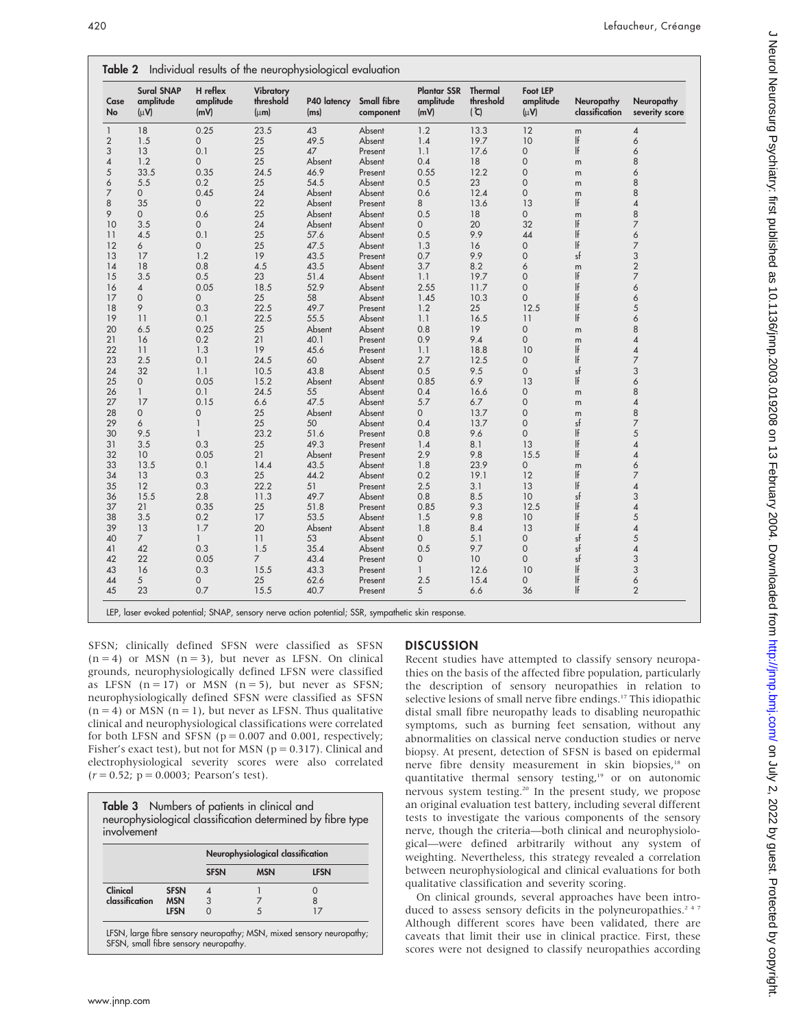**Table 2** Individual results of the neurophysiological evaluation

| Case No | Sural SNAP amplitude (μV) | H reflex amplitude (mV) | Vibratory threshold (μm) | P40 latency (ms) | Small fibre component | Plantar SSR amplitude (mV) | Thermal threshold (°C) | Foot LEP amplitude (μV) | Neuropathy classification | Neuropathy severity score |
|---|---|---|---|---|---|---|---|---|---|---|
| 1 | 18 | 0.25 | 23.5 | 43 | Absent | 1.2 | 13.3 | 12 | m | 4 |
| 2 | 1.5 | 0 | 25 | 49.5 | Absent | 1.4 | 19.7 | 10 | lf | 6 |
| 3 | 13 | 0.1 | 25 | 47 | Present | 1.1 | 17.6 | 0 | lf | 6 |
| 4 | 1.2 | 0 | 25 | Absent | Absent | 0.4 | 18 | 0 | m | 8 |
| 5 | 33.5 | 0.35 | 24.5 | 46.9 | Present | 0.55 | 12.2 | 0 | m | 6 |
| 6 | 5.5 | 0.2 | 25 | 54.5 | Absent | 0.5 | 23 | 0 | m | 8 |
| 7 | 0 | 0.45 | 24 | Absent | Absent | 0.6 | 12.4 | 0 | m | 8 |
| 8 | 35 | 0 | 22 | Absent | Present | 8 | 13.6 | 13 | lf | 4 |
| 9 | 0 | 0.6 | 25 | Absent | Absent | 0.5 | 18 | 0 | m | 8 |
| 10 | 3.5 | 0 | 24 | Absent | Absent | 0 | 20 | 32 | lf | 7 |
| 11 | 4.5 | 0.1 | 25 | 57.6 | Absent | 0.5 | 9.9 | 44 | lf | 6 |
| 12 | 6 | 0 | 25 | 47.5 | Absent | 1.3 | 16 | 0 | lf | 7 |
| 13 | 17 | 1.2 | 19 | 43.5 | Present | 0.7 | 9.9 | 0 | sf | 3 |
| 14 | 18 | 0.8 | 4.5 | 43.5 | Absent | 3.7 | 8.2 | 6 | m | 2 |
| 15 | 3.5 | 0.5 | 23 | 51.4 | Absent | 1.1 | 19.7 | 0 | lf | 7 |
| 16 | 4 | 0.05 | 18.5 | 52.9 | Absent | 2.55 | 11.7 | 0 | lf | 6 |
| 17 | 0 | 0 | 25 | 58 | Absent | 1.45 | 10.3 | 0 | lf | 6 |
| 18 | 9 | 0.3 | 22.5 | 49.7 | Present | 1.2 | 25 | 12.5 | lf | 5 |
| 19 | 11 | 0.1 | 22.5 | 55.5 | Absent | 1.1 | 16.5 | 11 | lf | 6 |
| 20 | 6.5 | 0.25 | 25 | Absent | Absent | 0.8 | 19 | 0 | m | 8 |
| 21 | 16 | 0.2 | 21 | 40.1 | Present | 0.9 | 9.4 | 0 | m | 4 |
| 22 | 11 | 1.3 | 19 | 45.6 | Present | 1.1 | 18.8 | 10 | lf | 4 |
| 23 | 2.5 | 0.1 | 24.5 | 60 | Absent | 2.7 | 12.5 | 0 | lf | 7 |
| 24 | 32 | 1.1 | 10.5 | 43.8 | Absent | 0.5 | 9.5 | 0 | sf | 3 |
| 25 | 0 | 0.05 | 15.2 | Absent | Absent | 0.85 | 6.9 | 13 | lf | 6 |
| 26 | 1 | 0.1 | 24.5 | 55 | Absent | 0.4 | 16.6 | 0 | m | 8 |
| 27 | 17 | 0.15 | 6.6 | 47.5 | Absent | 5.7 | 6.7 | 0 | m | 4 |
| 28 | 0 | 0 | 25 | Absent | Absent | 0 | 13.7 | 0 | m | 8 |
| 29 | 6 | 1 | 25 | 50 | Absent | 0.4 | 13.7 | 0 | sf | 7 |
| 30 | 9.5 | 1 | 23.2 | 51.6 | Present | 0.8 | 9.6 | 0 | lf | 5 |
| 31 | 3.5 | 0.3 | 25 | 49.3 | Present | 1.4 | 8.1 | 13 | lf | 4 |
| 32 | 10 | 0.05 | 21 | Absent | Present | 2.9 | 9.8 | 15.5 | lf | 4 |
| 33 | 13.5 | 0.1 | 14.4 | 43.5 | Absent | 1.8 | 23.9 | 0 | m | 6 |
| 34 | 13 | 0.3 | 25 | 44.2 | Absent | 0.2 | 19.1 | 12 | lf | 7 |
| 35 | 12 | 0.3 | 22.2 | 51 | Present | 2.5 | 3.1 | 13 | lf | 4 |
| 36 | 15.5 | 2.8 | 11.3 | 49.7 | Absent | 0.8 | 8.5 | 10 | sf | 3 |
| 37 | 21 | 0.35 | 25 | 51.8 | Present | 0.85 | 9.3 | 12.5 | lf | 4 |
| 38 | 3.5 | 0.2 | 17 | 53.5 | Absent | 1.5 | 9.8 | 10 | lf | 5 |
| 39 | 13 | 1.7 | 20 | Absent | Absent | 1.8 | 8.4 | 13 | lf | 4 |
| 40 | 7 | 1 | 11 | 53 | Absent | 0 | 5.1 | 0 | sf | 5 |
| 41 | 42 | 0.3 | 1.5 | 35.4 | Absent | 0.5 | 9.7 | 0 | sf | 4 |
| 42 | 22 | 0.05 | 7 | 43.4 | Present | 0 | 10 | 0 | sf | 3 |
| 43 | 16 | 0.3 | 15.5 | 43.3 | Present | 1 | 12.6 | 10 | lf | 3 |
| 44 | 5 | 0 | 25 | 62.6 | Present | 2.5 | 15.4 | 0 | lf | 6 |
| 45 | 23 | 0.7 | 15.5 | 40.7 | Present | 5 | 6.6 | 36 | lf | 2 |

LEP, laser evoked potential; SNAP, sensory nerve action potential; SSR, sympathetic skin response.

SFSN; clinically defined SFSN were classified as SFSN (n = 4) or MSN (n = 3), but never as LFSN. On clinical grounds, neurophysiologically defined LFSN were classified as LFSN (n = 17) or MSN (n = 5), but never as SFSN; neurophysiologically defined SFSN were classified as SFSN (n = 4) or MSN (n = 1), but never as LFSN. Thus qualitative clinical and neurophysiological classifications were correlated for both LFSN and SFSN ($p = 0.007$ and 0.001, respectively; Fisher's exact test), but not for MSN ($p = 0.317$). Clinical and electrophysiological severity scores were also correlated ($r = 0.52$; $p = 0.0003$; Pearson's test).

**Table 3** Numbers of patients in clinical and neurophysiological classification determined by fibre type involvement

| | | Neurophysiological classification | | |
|---|---|---|---|---|
| | | SFSN | MSN | LFSN |
| Clinical classification | SFSN | 4 | 1 | 0 |
| | MSN | 3 | 7 | 8 |
| | LFSN | 0 | 5 | 17 |

LFSN, large fibre sensory neuropathy; MSN, mixed sensory neuropathy; SFSN, small fibre sensory neuropathy.

## DISCUSSION

Recent studies have attempted to classify sensory neuropathies on the basis of the affected fibre population, particularly the description of sensory neuropathies in relation to selective lesions of small nerve fibre endings.[17] This idiopathic distal small fibre neuropathy leads to disabling neuropathic symptoms, such as burning feet sensation, without any abnormalities on classical nerve conduction studies or nerve biopsy. At present, detection of SFSN is based on epidermal nerve fibre density measurement in skin biopsies,[18] on quantitative thermal sensory testing,[19] or on autonomic nervous system testing.[20] In the present study, we propose an original evaluation test battery, including several different tests to investigate the various components of the sensory nerve, though the criteria—both clinical and neurophysiological—were defined arbitrarily without any system of weighting. Nevertheless, this strategy revealed a correlation between neurophysiological and clinical evaluations for both qualitative classification and severity scoring.

On clinical grounds, several approaches have been introduced to assess sensory deficits in the polyneuropathies.[2 4 7] Although different scores have been validated, there are caveats that limit their use in clinical practice. First, these scores were not designed to classify neuropathies according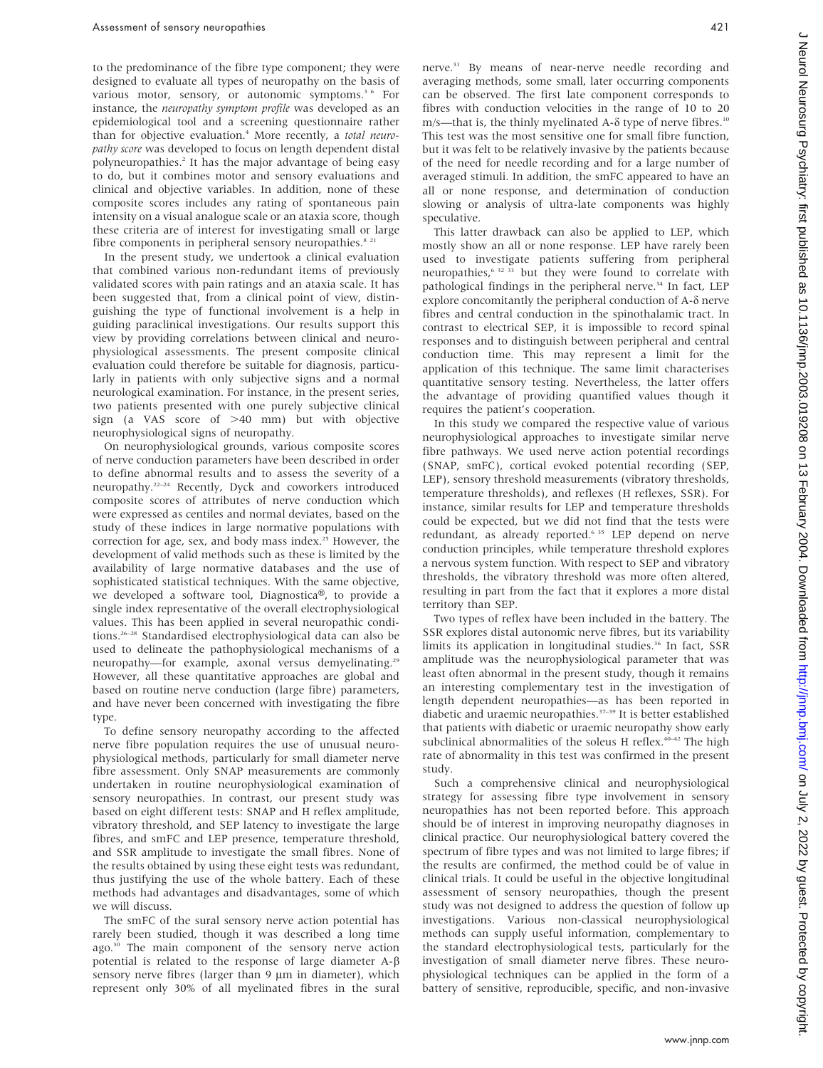to the predominance of the fibre type component; they were designed to evaluate all types of neuropathy on the basis of various motor, sensory, or autonomic symptoms.[3 6] For instance, the *neuropathy symptom profile* was developed as an epidemiological tool and a screening questionnaire rather than for objective evaluation.[4] More recently, a *total neuropathy score* was developed to focus on length dependent distal polyneuropathies.[2] It has the major advantage of being easy to do, but it combines motor and sensory evaluations and clinical and objective variables. In addition, none of these composite scores includes any rating of spontaneous pain intensity on a visual analogue scale or an ataxia score, though these criteria are of interest for investigating small or large fibre components in peripheral sensory neuropathies.[8 21]

In the present study, we undertook a clinical evaluation that combined various non-redundant items of previously validated scores with pain ratings and an ataxia scale. It has been suggested that, from a clinical point of view, distinguishing the type of functional involvement is a help in guiding paraclinical investigations. Our results support this view by providing correlations between clinical and neurophysiological assessments. The present composite clinical evaluation could therefore be suitable for diagnosis, particularly in patients with only subjective signs and a normal neurological examination. For instance, in the present series, two patients presented with one purely subjective clinical sign (a VAS score of >40 mm) but with objective neurophysiological signs of neuropathy.

On neurophysiological grounds, various composite scores of nerve conduction parameters have been described in order to define abnormal results and to assess the severity of a neuropathy.[22–24] Recently, Dyck and coworkers introduced composite scores of attributes of nerve conduction which were expressed as centiles and normal deviates, based on the study of these indices in large normative populations with correction for age, sex, and body mass index.[25] However, the development of valid methods such as these is limited by the availability of large normative databases and the use of sophisticated statistical techniques. With the same objective, we developed a software tool, Diagnostica®, to provide a single index representative of the overall electrophysiological values. This has been applied in several neuropathic conditions.[26–28] Standardised electrophysiological data can also be used to delineate the pathophysiological mechanisms of a neuropathy—for example, axonal versus demyelinating.[29] However, all these quantitative approaches are global and based on routine nerve conduction (large fibre) parameters, and have never been concerned with investigating the fibre type.

To define sensory neuropathy according to the affected nerve fibre population requires the use of unusual neurophysiological methods, particularly for small diameter nerve fibre assessment. Only SNAP measurements are commonly undertaken in routine neurophysiological examination of sensory neuropathies. In contrast, our present study was based on eight different tests: SNAP and H reflex amplitude, vibratory threshold, and SEP latency to investigate the large fibres, and smFC and LEP presence, temperature threshold, and SSR amplitude to investigate the small fibres. None of the results obtained by using these eight tests was redundant, thus justifying the use of the whole battery. Each of these methods had advantages and disadvantages, some of which we will discuss.

The smFC of the sural sensory nerve action potential has rarely been studied, though it was described a long time ago.[30] The main component of the sensory nerve action potential is related to the response of large diameter A-β sensory nerve fibres (larger than 9 μm in diameter), which represent only 30% of all myelinated fibres in the sural nerve.[31] By means of near-nerve needle recording and averaging methods, some small, later occurring components can be observed. The first late component corresponds to fibres with conduction velocities in the range of 10 to 20 m/s—that is, the thinly myelinated A-δ type of nerve fibres.[10] This test was the most sensitive one for small fibre function, but it was felt to be relatively invasive by the patients because of the need for needle recording and for a large number of averaged stimuli. In addition, the smFC appeared to have an all or none response, and determination of conduction slowing or analysis of ultra-late components was highly speculative.

This latter drawback can also be applied to LEP, which mostly show an all or none response. LEP have rarely been used to investigate patients suffering from peripheral neuropathies,[6 32 33] but they were found to correlate with pathological findings in the peripheral nerve.[34] In fact, LEP explore concomitantly the peripheral conduction of A-δ nerve fibres and central conduction in the spinothalamic tract. In contrast to electrical SEP, it is impossible to record spinal responses and to distinguish between peripheral and central conduction time. This may represent a limit for the application of this technique. The same limit characterises quantitative sensory testing. Nevertheless, the latter offers the advantage of providing quantified values though it requires the patient's cooperation.

In this study we compared the respective value of various neurophysiological approaches to investigate similar nerve fibre pathways. We used nerve action potential recordings (SNAP, smFC), cortical evoked potential recording (SEP, LEP), sensory threshold measurements (vibratory thresholds, temperature thresholds), and reflexes (H reflexes, SSR). For instance, similar results for LEP and temperature thresholds could be expected, but we did not find that the tests were redundant, as already reported.[6 35] LEP depend on nerve conduction principles, while temperature threshold explores a nervous system function. With respect to SEP and vibratory thresholds, the vibratory threshold was more often altered, resulting in part from the fact that it explores a more distal territory than SEP.

Two types of reflex have been included in the battery. The SSR explores distal autonomic nerve fibres, but its variability limits its application in longitudinal studies.[36] In fact, SSR amplitude was the neurophysiological parameter that was least often abnormal in the present study, though it remains an interesting complementary test in the investigation of length dependent neuropathies—as has been reported in diabetic and uraemic neuropathies.[37–39] It is better established that patients with diabetic or uraemic neuropathy show early subclinical abnormalities of the soleus H reflex.[40–42] The high rate of abnormality in this test was confirmed in the present study.

Such a comprehensive clinical and neurophysiological strategy for assessing fibre type involvement in sensory neuropathies has not been reported before. This approach should be of interest in improving neuropathy diagnoses in clinical practice. Our neurophysiological battery covered the spectrum of fibre types and was not limited to large fibres; if the results are confirmed, the method could be of value in clinical trials. It could be useful in the objective longitudinal assessment of sensory neuropathies, though the present study was not designed to address the question of follow up investigations. Various non-classical neurophysiological methods can supply useful information, complementary to the standard electrophysiological tests, particularly for the investigation of small diameter nerve fibres. These neurophysiological techniques can be applied in the form of a battery of sensitive, reproducible, specific, and non-invasive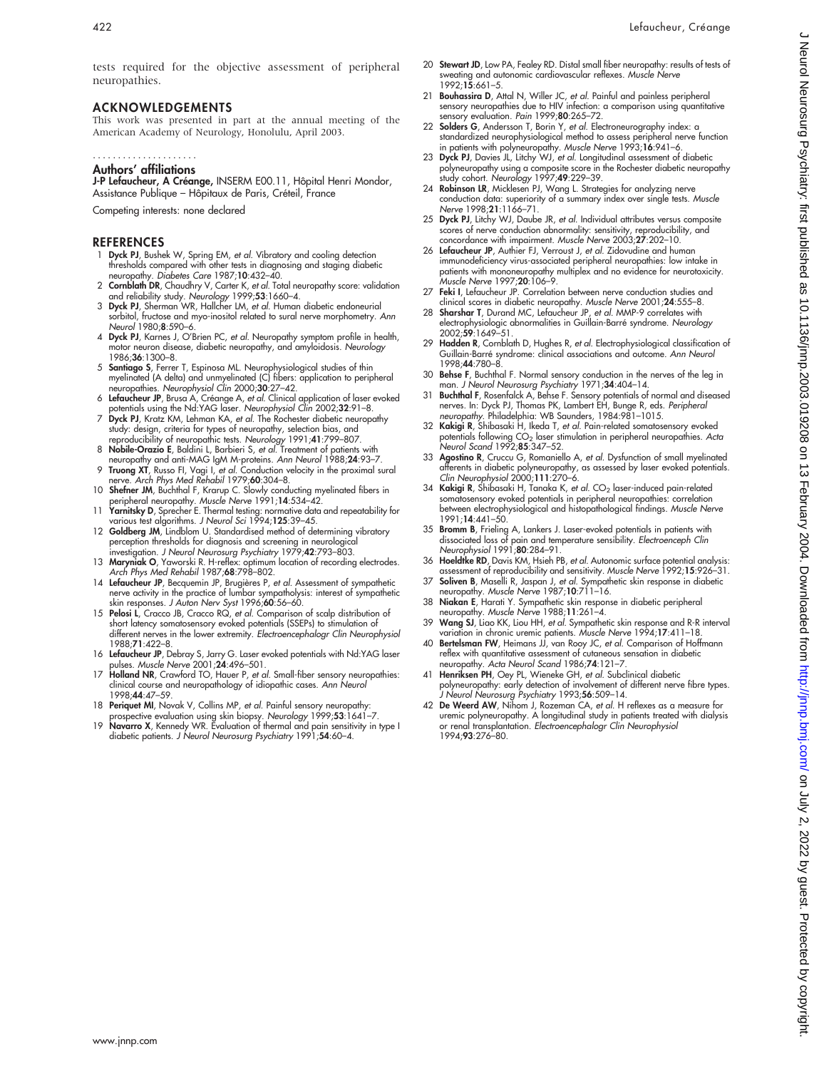tests required for the objective assessment of peripheral neuropathies.

## ACKNOWLEDGEMENTS

This work was presented in part at the annual meeting of the American Academy of Neurology, Honolulu, April 2003.

### Authors' affiliations

**J-P Lefaucheur, A Créange,** INSERM E00.11, Hôpital Henri Mondor, Assistance Publique – Hôpitaux de Paris, Créteil, France

Competing interests: none declared

## REFERENCES

1. **Dyck PJ**, Bushek W, Spring EM, *et al*. Vibratory and cooling detection thresholds compared with other tests in diagnosing and staging diabetic neuropathy. *Diabetes Care* 1987;**10**:432–40.
2. **Cornblath DR**, Chaudhry V, Carter K, *et al*. Total neuropathy score: validation and reliability study. *Neurology* 1999;**53**:1660–4.
3. **Dyck PJ**, Sherman WR, Hallcher LM, *et al*. Human diabetic endoneurial sorbitol, fructose and myo-inositol related to sural nerve morphometry. *Ann Neurol* 1980;**8**:590–6.
4. **Dyck PJ**, Karnes J, O'Brien PC, *et al*. Neuropathy symptom profile in health, motor neuron disease, diabetic neuropathy, and amyloidosis. *Neurology* 1986;**36**:1300–8.
5. **Santiago S**, Ferrer T, Espinosa ML. Neurophysiological studies of thin myelinated (A delta) and unmyelinated (C) fibers: application to peripheral neuropathies. *Neurophysiol Clin* 2000;**30**:27–42.
6. **Lefaucheur JP**, Brusa A, Créange A, *et al*. Clinical application of laser evoked potentials using the Nd:YAG laser. *Neurophysiol Clin* 2002;**32**:91–8.
7. **Dyck PJ**, Kratz KM, Lehman KA, *et al*. The Rochester diabetic neuropathy study: design, criteria for types of neuropathy, selection bias, and reproducibility of neuropathic tests. *Neurology* 1991;**41**:799–807.
8. **Nobile-Orazio E**, Baldini L, Barbieri S, *et al*. Treatment of patients with neuropathy and anti-MAG IgM M-proteins. *Ann Neurol* 1988;**24**:93–7.
9. **Truong XT**, Russo FI, Vagi I, *et al*. Conduction velocity in the proximal sural nerve. *Arch Phys Med Rehabil* 1979;**60**:304–8.
10. **Shefner JM**, Buchthal F, Krarup C. Slowly conducting myelinated fibers in peripheral neuropathy. *Muscle Nerve* 1991;**14**:534–42.
11. **Yarnitsky D**, Sprecher E. Thermal testing: normative data and repeatability for various test algorithms. *J Neurol Sci* 1994;**125**:39–45.
12. **Goldberg JM**, Lindblom U. Standardised method of determining vibratory perception thresholds for diagnosis and screening in neurological investigation. *J Neurol Neurosurg Psychiatry* 1979;**42**:793–803.
13. **Maryniak O**, Yaworski R. H-reflex: optimum location of recording electrodes. *Arch Phys Med Rehabil* 1987;**68**:798–802.
14. **Lefaucheur JP**, Becquemin JP, Brugières P, *et al*. Assessment of sympathetic nerve activity in the practice of lumbar sympatholysis: interest of sympathetic skin responses. *J Auton Nerv Syst* 1996;**60**:56–60.
15. **Pelosi L**, Cracco JB, Cracco RQ, *et al*. Comparison of scalp distribution of short latency somatosensory evoked potentials (SSEPs) to stimulation of different nerves in the lower extremity. *Electroencephalogr Clin Neurophysiol* 1988;**71**:422–8.
16. **Lefaucheur JP**, Debray S, Jarry G. Laser evoked potentials with Nd:YAG laser pulses. *Muscle Nerve* 2001;**24**:496–501.
17. **Holland NR**, Crawford TO, Hauer P, *et al*. Small-fiber sensory neuropathies: clinical course and neuropathology of idiopathic cases. *Ann Neurol* 1998;**44**:47–59.
18. **Periquet MI**, Novak V, Collins MP, *et al*. Painful sensory neuropathy: prospective evaluation using skin biopsy. *Neurology* 1999;**53**:1641–7.
19. **Navarro X**, Kennedy WR. Evaluation of thermal and pain sensitivity in type I diabetic patients. *J Neurol Neurosurg Psychiatry* 1991;**54**:60–4.
20. **Stewart JD**, Low PA, Fealey RD. Distal small fiber neuropathy: results of tests of sweating and autonomic cardiovascular reflexes. *Muscle Nerve* 1992;**15**:661–5.
21. **Bouhassira D**, Attal N, Willer JC, *et al*. Painful and painless peripheral sensory neuropathies due to HIV infection: a comparison using quantitative sensory evaluation. *Pain* 1999;**80**:265–72.
22. **Solders G**, Andersson T, Borin Y, *et al*. Electroneurography index: a standardized neurophysiological method to assess peripheral nerve function in patients with polyneuropathy. *Muscle Nerve* 1993;**16**:941–6.
23. **Dyck PJ**, Davies JL, Litchy WJ, *et al*. Longitudinal assessment of diabetic polyneuropathy using a composite score in the Rochester diabetic neuropathy study cohort. *Neurology* 1997;**49**:229–39.
24. **Robinson LR**, Micklesen PJ, Wang L. Strategies for analyzing nerve conduction data: superiority of a summary index over single tests. *Muscle Nerve* 1998;**21**:1166–71.
25. **Dyck PJ**, Litchy WJ, Daube JR, *et al*. Individual attributes versus composite scores of nerve conduction abnormality: sensitivity, reproducibility, and concordance with impairment. *Muscle Nerve* 2003;**27**:202–10.
26. **Lefaucheur JP**, Authier FJ, Verroust J, *et al*. Zidovudine and human immunodeficiency virus-associated peripheral neuropathies: low intake in patients with mononeuropathy multiplex and no evidence for neurotoxicity. *Muscle Nerve* 1997;**20**:106–9.
27. **Feki I**, Lefaucheur JP. Correlation between nerve conduction studies and clinical scores in diabetic neuropathy. *Muscle Nerve* 2001;**24**:555–8.
28. **Sharshar T**, Durand MC, Lefaucheur JP, *et al*. MMP-9 correlates with electrophysiologic abnormalities in Guillain-Barré syndrome. *Neurology* 2002;**59**:1649–51.
29. **Hadden R**, Cornblath D, Hughes R, *et al*. Electrophysiological classification of Guillain-Barré syndrome: clinical associations and outcome. *Ann Neurol* 1998;**44**:780–8.
30. **Behse F**, Buchthal F. Normal sensory conduction in the nerves of the leg in man. *J Neurol Neurosurg Psychiatry* 1971;**34**:404–14.
31. **Buchthal F**, Rosenfalck A, Behse F. Sensory potentials of normal and diseased nerves. In: Dyck PJ, Thomas PK, Lambert EH, Bunge R, eds. *Peripheral neuropathy*. Philadelphia: WB Saunders, 1984:981–1015.
32. **Kakigi R**, Shibasaki H, Ikeda T, *et al*. Pain-related somatosensory evoked potentials following $CO_2$ laser stimulation in peripheral neuropathies. *Acta Neurol Scand* 1992;**85**:347–52.
33. **Agostino R**, Cruccu G, Romaniello A, *et al*. Dysfunction of small myelinated afferents in diabetic polyneuropathy, as assessed by laser evoked potentials. *Clin Neurophysiol* 2000;**111**:270–6.
34. **Kakigi R**, Shibasaki H, Tanaka K, *et al*. $CO_2$ laser-induced pain-related somatosensory evoked potentials in peripheral neuropathies: correlation between electrophysiological and histopathological findings. *Muscle Nerve* 1991;**14**:441–50.
35. **Bromm B**, Frieling A, Lankers J. Laser-evoked potentials in patients with dissociated loss of pain and temperature sensibility. *Electroenceph Clin Neurophysiol* 1991;**80**:284–91.
36. **Hoeldtke RD**, Davis KM, Hsieh PB, *et al*. Autonomic surface potential analysis: assessment of reproducibility and sensitivity. *Muscle Nerve* 1992;**15**:926–31.
37. **Soliven B**, Maselli R, Jaspan J, *et al*. Sympathetic skin response in diabetic neuropathy. *Muscle Nerve* 1987;**10**:711–16.
38. **Niakan E**, Harati Y. Sympathetic skin response in diabetic peripheral neuropathy. *Muscle Nerve* 1988;**11**:261–4.
39. **Wang SJ**, Liao KK, Liou HH, *et al*. Sympathetic skin response and R-R interval variation in chronic uremic patients. *Muscle Nerve* 1994;**17**:411–18.
40. **Bertelsman FW**, Heimans JJ, van Rooy JC, *et al*. Comparison of Hoffmann reflex with quantitative assessment of cutaneous sensation in diabetic neuropathy. *Acta Neurol Scand* 1986;**74**:121–7.
41. **Henriksen PH**, Oey PL, Wieneke GH, *et al*. Subclinical diabetic polyneuropathy: early detection of involvement of different nerve fibre types. *J Neurol Neurosurg Psychiatry* 1993;**56**:509–14.
42. **De Weerd AW**, Nihom J, Rozeman CA, *et al*. H reflexes as a measure for uremic polyneuropathy. A longitudinal study in patients treated with dialysis or renal transplantation. *Electroencephalogr Clin Neurophysiol* 1994;**93**:276–80.